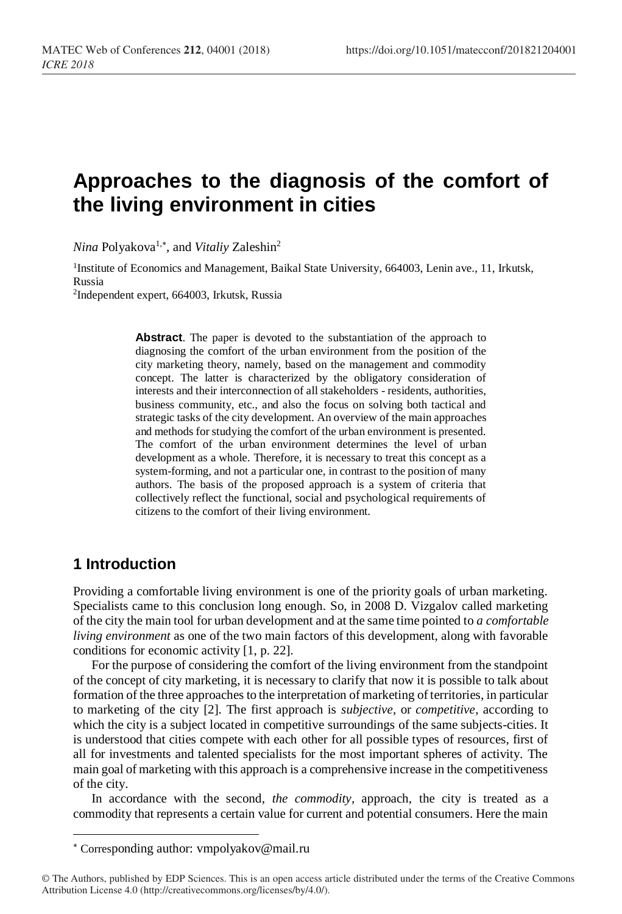# Approaches to the diagnosis of the comfort of the living environment in cities

*Nina* Polyakova[1,*], and *Vitaliy* Zaleshin[2]

[1]Institute of Economics and Management, Baikal State University, 664003, Lenin ave., 11, Irkutsk, Russia

[2]Independent expert, 664003, Irkutsk, Russia

**Abstract**. The paper is devoted to the substantiation of the approach to diagnosing the comfort of the urban environment from the position of the city marketing theory, namely, based on the management and commodity concept. The latter is characterized by the obligatory consideration of interests and their interconnection of all stakeholders - residents, authorities, business community, etc., and also the focus on solving both tactical and strategic tasks of the city development. An overview of the main approaches and methods for studying the comfort of the urban environment is presented. The comfort of the urban environment determines the level of urban development as a whole. Therefore, it is necessary to treat this concept as a system-forming, and not a particular one, in contrast to the position of many authors. The basis of the proposed approach is a system of criteria that collectively reflect the functional, social and psychological requirements of citizens to the comfort of their living environment.

## 1 Introduction

Providing a comfortable living environment is one of the priority goals of urban marketing. Specialists came to this conclusion long enough. So, in 2008 D. Vizgalov called marketing of the city the main tool for urban development and at the same time pointed to *a comfortable living environment* as one of the two main factors of this development, along with favorable conditions for economic activity [1, p. 22].

For the purpose of considering the comfort of the living environment from the standpoint of the concept of city marketing, it is necessary to clarify that now it is possible to talk about formation of the three approaches to the interpretation of marketing of territories, in particular to marketing of the city [2]. The first approach is *subjective*, or *competitive*, according to which the city is a subject located in competitive surroundings of the same subjects-cities. It is understood that cities compete with each other for all possible types of resources, first of all for investments and talented specialists for the most important spheres of activity. The main goal of marketing with this approach is a comprehensive increase in the competitiveness of the city.

In accordance with the second, *the commodity*, approach, the city is treated as a commodity that represents a certain value for current and potential consumers. Here the main

[*] Corresponding author: vmpolyakov@mail.ru

© The Authors, published by EDP Sciences. This is an open access article distributed under the terms of the Creative Commons Attribution License 4.0 (http://creativecommons.org/licenses/by/4.0/).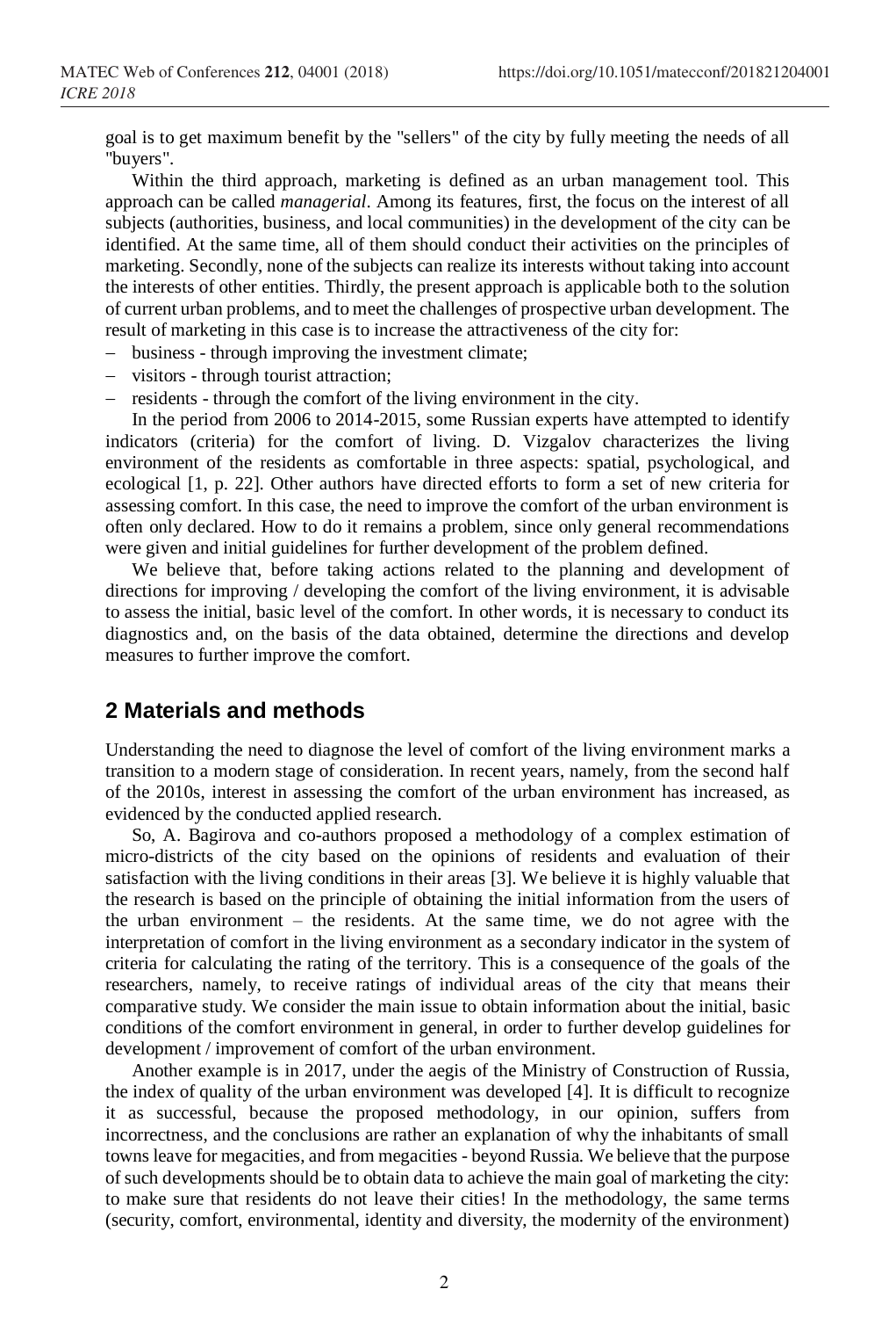goal is to get maximum benefit by the "sellers" of the city by fully meeting the needs of all "buyers".

Within the third approach, marketing is defined as an urban management tool. This approach can be called *managerial*. Among its features, first, the focus on the interest of all subjects (authorities, business, and local communities) in the development of the city can be identified. At the same time, all of them should conduct their activities on the principles of marketing. Secondly, none of the subjects can realize its interests without taking into account the interests of other entities. Thirdly, the present approach is applicable both to the solution of current urban problems, and to meet the challenges of prospective urban development. The result of marketing in this case is to increase the attractiveness of the city for:

- business - through improving the investment climate;
- visitors - through tourist attraction;
- residents - through the comfort of the living environment in the city.

In the period from 2006 to 2014-2015, some Russian experts have attempted to identify indicators (criteria) for the comfort of living. D. Vizgalov characterizes the living environment of the residents as comfortable in three aspects: spatial, psychological, and ecological [1, p. 22]. Other authors have directed efforts to form a set of new criteria for assessing comfort. In this case, the need to improve the comfort of the urban environment is often only declared. How to do it remains a problem, since only general recommendations were given and initial guidelines for further development of the problem defined.

We believe that, before taking actions related to the planning and development of directions for improving / developing the comfort of the living environment, it is advisable to assess the initial, basic level of the comfort. In other words, it is necessary to conduct its diagnostics and, on the basis of the data obtained, determine the directions and develop measures to further improve the comfort.

## 2 Materials and methods

Understanding the need to diagnose the level of comfort of the living environment marks a transition to a modern stage of consideration. In recent years, namely, from the second half of the 2010s, interest in assessing the comfort of the urban environment has increased, as evidenced by the conducted applied research.

So, A. Bagirova and co-authors proposed a methodology of a complex estimation of micro-districts of the city based on the opinions of residents and evaluation of their satisfaction with the living conditions in their areas [3]. We believe it is highly valuable that the research is based on the principle of obtaining the initial information from the users of the urban environment – the residents. At the same time, we do not agree with the interpretation of comfort in the living environment as a secondary indicator in the system of criteria for calculating the rating of the territory. This is a consequence of the goals of the researchers, namely, to receive ratings of individual areas of the city that means their comparative study. We consider the main issue to obtain information about the initial, basic conditions of the comfort environment in general, in order to further develop guidelines for development / improvement of comfort of the urban environment.

Another example is in 2017, under the aegis of the Ministry of Construction of Russia, the index of quality of the urban environment was developed [4]. It is difficult to recognize it as successful, because the proposed methodology, in our opinion, suffers from incorrectness, and the conclusions are rather an explanation of why the inhabitants of small towns leave for megacities, and from megacities - beyond Russia. We believe that the purpose of such developments should be to obtain data to achieve the main goal of marketing the city: to make sure that residents do not leave their cities! In the methodology, the same terms (security, comfort, environmental, identity and diversity, the modernity of the environment)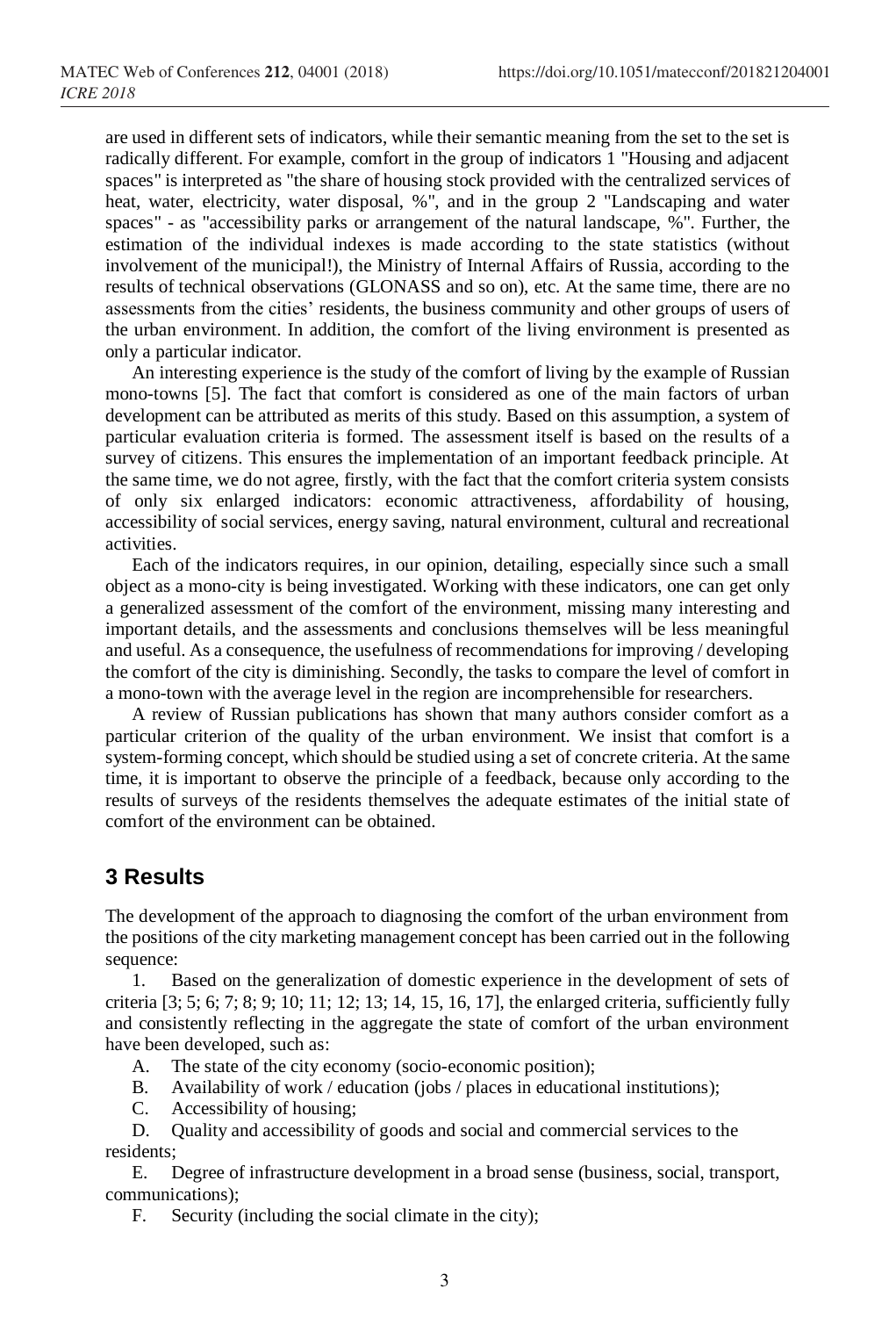are used in different sets of indicators, while their semantic meaning from the set to the set is radically different. For example, comfort in the group of indicators 1 "Housing and adjacent spaces" is interpreted as "the share of housing stock provided with the centralized services of heat, water, electricity, water disposal, %", and in the group 2 "Landscaping and water spaces" - as "accessibility parks or arrangement of the natural landscape, %". Further, the estimation of the individual indexes is made according to the state statistics (without involvement of the municipal!), the Ministry of Internal Affairs of Russia, according to the results of technical observations (GLONASS and so on), etc. At the same time, there are no assessments from the cities' residents, the business community and other groups of users of the urban environment. In addition, the comfort of the living environment is presented as only a particular indicator.

An interesting experience is the study of the comfort of living by the example of Russian mono-towns [5]. The fact that comfort is considered as one of the main factors of urban development can be attributed as merits of this study. Based on this assumption, a system of particular evaluation criteria is formed. The assessment itself is based on the results of a survey of citizens. This ensures the implementation of an important feedback principle. At the same time, we do not agree, firstly, with the fact that the comfort criteria system consists of only six enlarged indicators: economic attractiveness, affordability of housing, accessibility of social services, energy saving, natural environment, cultural and recreational activities.

Each of the indicators requires, in our opinion, detailing, especially since such a small object as a mono-city is being investigated. Working with these indicators, one can get only a generalized assessment of the comfort of the environment, missing many interesting and important details, and the assessments and conclusions themselves will be less meaningful and useful. As a consequence, the usefulness of recommendations for improving / developing the comfort of the city is diminishing. Secondly, the tasks to compare the level of comfort in a mono-town with the average level in the region are incomprehensible for researchers.

A review of Russian publications has shown that many authors consider comfort as a particular criterion of the quality of the urban environment. We insist that comfort is a system-forming concept, which should be studied using a set of concrete criteria. At the same time, it is important to observe the principle of a feedback, because only according to the results of surveys of the residents themselves the adequate estimates of the initial state of comfort of the environment can be obtained.

## 3 Results

The development of the approach to diagnosing the comfort of the urban environment from the positions of the city marketing management concept has been carried out in the following sequence:

1. Based on the generalization of domestic experience in the development of sets of criteria [3; 5; 6; 7; 8; 9; 10; 11; 12; 13; 14, 15, 16, 17], the enlarged criteria, sufficiently fully and consistently reflecting in the aggregate the state of comfort of the urban environment have been developed, such as:

A. The state of the city economy (socio-economic position);

B. Availability of work / education (jobs / places in educational institutions);

C. Accessibility of housing;

D. Quality and accessibility of goods and social and commercial services to the residents;

E. Degree of infrastructure development in a broad sense (business, social, transport, communications);

F. Security (including the social climate in the city);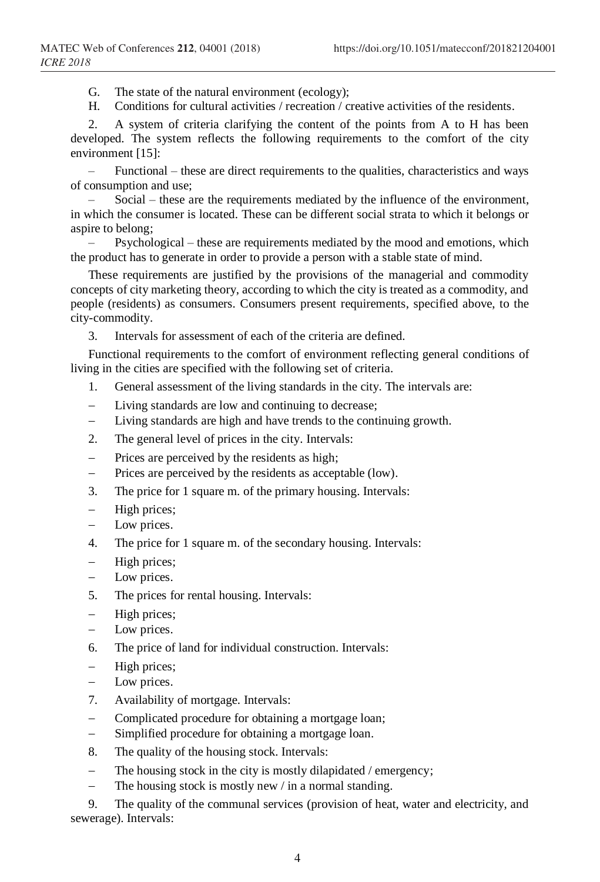G. The state of the natural environment (ecology);

H. Conditions for cultural activities / recreation / creative activities of the residents.

2. A system of criteria clarifying the content of the points from A to H has been developed. The system reflects the following requirements to the comfort of the city environment [15]:

– Functional – these are direct requirements to the qualities, characteristics and ways of consumption and use;

– Social – these are the requirements mediated by the influence of the environment, in which the consumer is located. These can be different social strata to which it belongs or aspire to belong;

– Psychological – these are requirements mediated by the mood and emotions, which the product has to generate in order to provide a person with a stable state of mind.

These requirements are justified by the provisions of the managerial and commodity concepts of city marketing theory, according to which the city is treated as a commodity, and people (residents) as consumers. Consumers present requirements, specified above, to the city-commodity.

3. Intervals for assessment of each of the criteria are defined.

Functional requirements to the comfort of environment reflecting general conditions of living in the cities are specified with the following set of criteria.

1. General assessment of the living standards in the city. The intervals are:
   - Living standards are low and continuing to decrease;
   - Living standards are high and have trends to the continuing growth.
2. The general level of prices in the city. Intervals:
   - Prices are perceived by the residents as high;
   - Prices are perceived by the residents as acceptable (low).
3. The price for 1 square m. of the primary housing. Intervals:
   - High prices;
   - Low prices.
4. The price for 1 square m. of the secondary housing. Intervals:
   - High prices;
   - Low prices.
5. The prices for rental housing. Intervals:
   - High prices;
   - Low prices.
6. The price of land for individual construction. Intervals:
   - High prices;
   - Low prices.
7. Availability of mortgage. Intervals:
   - Complicated procedure for obtaining a mortgage loan;
   - Simplified procedure for obtaining a mortgage loan.
8. The quality of the housing stock. Intervals:
   - The housing stock in the city is mostly dilapidated / emergency;
   - The housing stock is mostly new / in a normal standing.
9. The quality of the communal services (provision of heat, water and electricity, and sewerage). Intervals: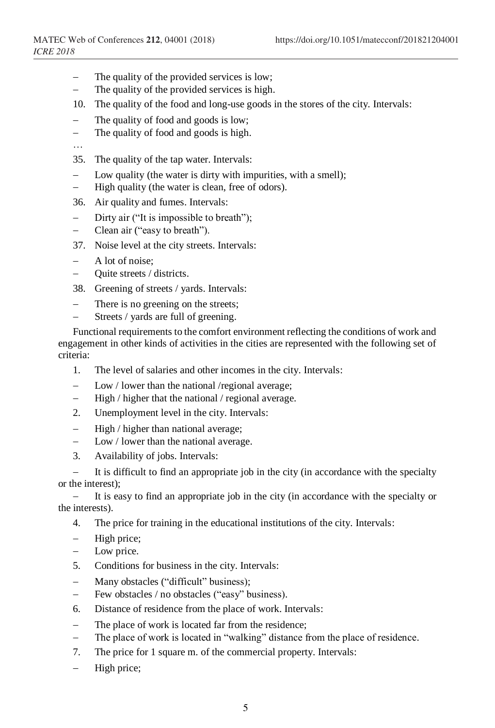- The quality of the provided services is low;
- The quality of the provided services is high.

10. The quality of the food and long-use goods in the stores of the city. Intervals:

- The quality of food and goods is low;
- The quality of food and goods is high.

…

35. The quality of the tap water. Intervals:

- Low quality (the water is dirty with impurities, with a smell);
- High quality (the water is clean, free of odors).

36. Air quality and fumes. Intervals:

- Dirty air ("It is impossible to breath");
- Clean air ("easy to breath").

37. Noise level at the city streets. Intervals:

- A lot of noise;
- Quite streets / districts.

38. Greening of streets / yards. Intervals:

- There is no greening on the streets;
- Streets / yards are full of greening.

Functional requirements to the comfort environment reflecting the conditions of work and engagement in other kinds of activities in the cities are represented with the following set of criteria:

1. The level of salaries and other incomes in the city. Intervals:

- Low / lower than the national /regional average;
- High / higher that the national / regional average.

2. Unemployment level in the city. Intervals:

- High / higher than national average;
- Low / lower than the national average.

3. Availability of jobs. Intervals:

- It is difficult to find an appropriate job in the city (in accordance with the specialty or the interest);
- It is easy to find an appropriate job in the city (in accordance with the specialty or the interests).

4. The price for training in the educational institutions of the city. Intervals:

- High price;
- Low price.

5. Conditions for business in the city. Intervals:

- Many obstacles ("difficult" business);
- Few obstacles / no obstacles ("easy" business).

6. Distance of residence from the place of work. Intervals:

- The place of work is located far from the residence;
- The place of work is located in "walking" distance from the place of residence.

7. The price for 1 square m. of the commercial property. Intervals:

- High price;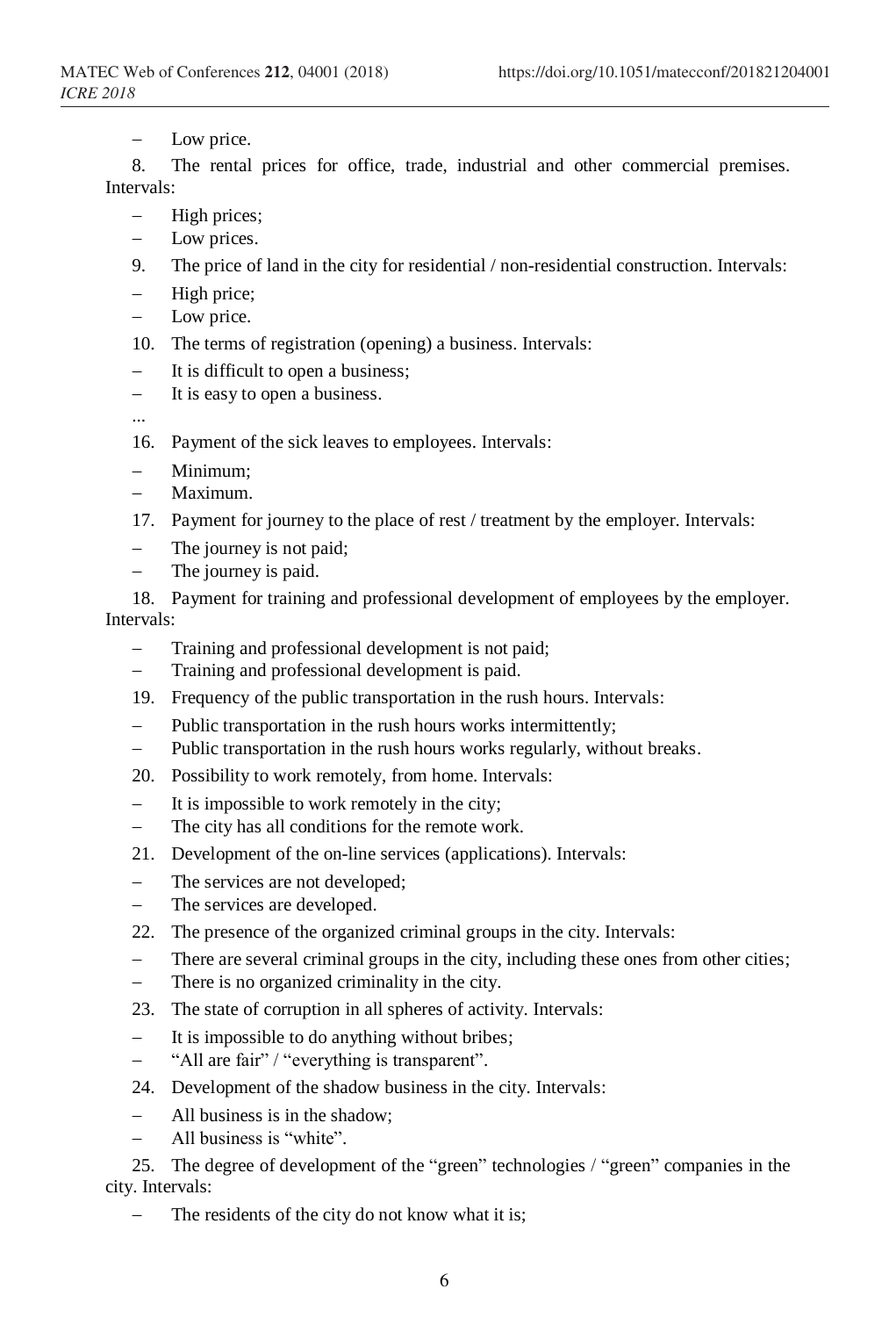– Low price.

8. The rental prices for office, trade, industrial and other commercial premises. Intervals:

– High prices;
– Low prices.

9. The price of land in the city for residential / non-residential construction. Intervals:

– High price;
– Low price.

10. The terms of registration (opening) a business. Intervals:

– It is difficult to open a business;
– It is easy to open a business.

...

16. Payment of the sick leaves to employees. Intervals:

– Minimum;
– Maximum.

17. Payment for journey to the place of rest / treatment by the employer. Intervals:

– The journey is not paid;
– The journey is paid.

18. Payment for training and professional development of employees by the employer. Intervals:

– Training and professional development is not paid;
– Training and professional development is paid.

19. Frequency of the public transportation in the rush hours. Intervals:

– Public transportation in the rush hours works intermittently;
– Public transportation in the rush hours works regularly, without breaks.

20. Possibility to work remotely, from home. Intervals:

– It is impossible to work remotely in the city;
– The city has all conditions for the remote work.

21. Development of the on-line services (applications). Intervals:

– The services are not developed;
– The services are developed.

22. The presence of the organized criminal groups in the city. Intervals:

– There are several criminal groups in the city, including these ones from other cities;
– There is no organized criminality in the city.

23. The state of corruption in all spheres of activity. Intervals:

– It is impossible to do anything without bribes;
– "All are fair" / "everything is transparent".

24. Development of the shadow business in the city. Intervals:

– All business is in the shadow;
– All business is "white".

25. The degree of development of the "green" technologies / "green" companies in the city. Intervals:

– The residents of the city do not know what it is;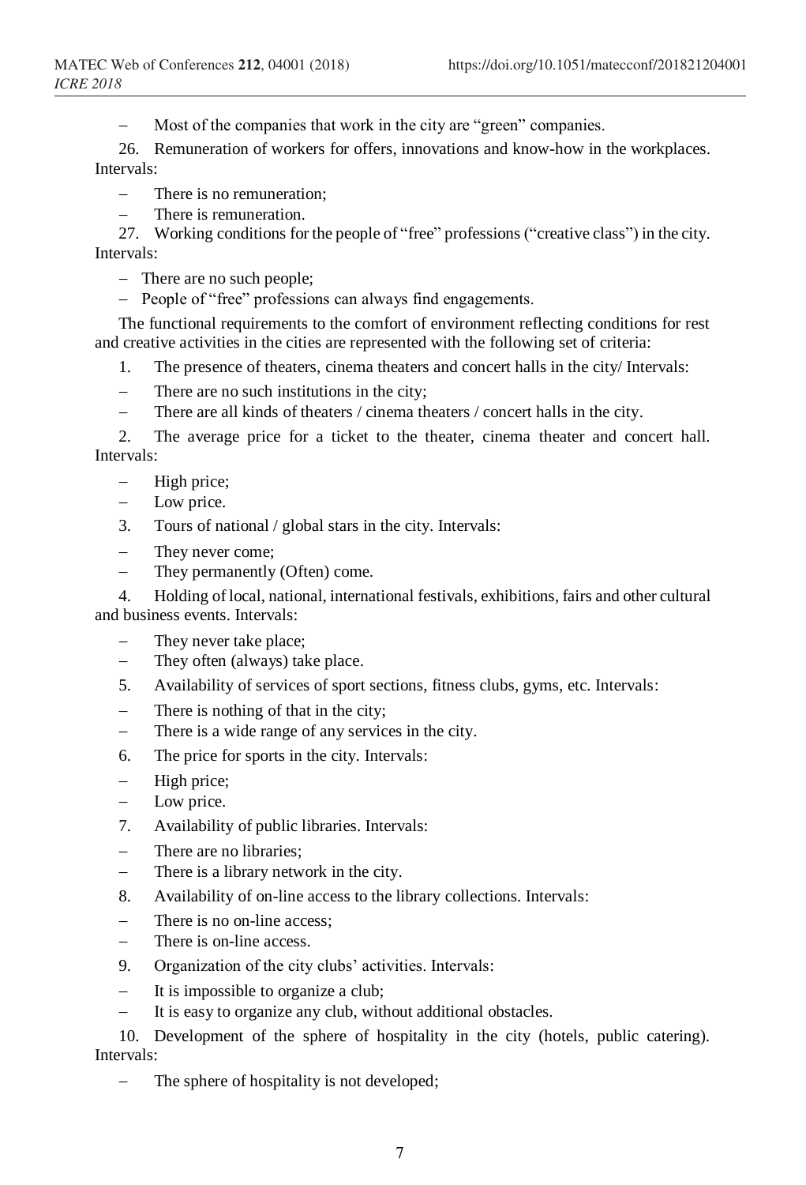– Most of the companies that work in the city are "green" companies.

26. Remuneration of workers for offers, innovations and know-how in the workplaces. Intervals:

– There is no remuneration;
– There is remuneration.

27. Working conditions for the people of "free" professions ("creative class") in the city. Intervals:

– There are no such people;
– People of "free" professions can always find engagements.

The functional requirements to the comfort of environment reflecting conditions for rest and creative activities in the cities are represented with the following set of criteria:

1. The presence of theaters, cinema theaters and concert halls in the city/ Intervals:

– There are no such institutions in the city;
– There are all kinds of theaters / cinema theaters / concert halls in the city.

2. The average price for a ticket to the theater, cinema theater and concert hall. Intervals:

– High price;
– Low price.

3. Tours of national / global stars in the city. Intervals:

– They never come;
– They permanently (Often) come.

4. Holding of local, national, international festivals, exhibitions, fairs and other cultural and business events. Intervals:

– They never take place;
– They often (always) take place.

5. Availability of services of sport sections, fitness clubs, gyms, etc. Intervals:

– There is nothing of that in the city;
– There is a wide range of any services in the city.

6. The price for sports in the city. Intervals:

– High price;
– Low price.

7. Availability of public libraries. Intervals:

– There are no libraries;
– There is a library network in the city.

8. Availability of on-line access to the library collections. Intervals:

– There is no on-line access;
– There is on-line access.

9. Organization of the city clubs' activities. Intervals:

– It is impossible to organize a club;
– It is easy to organize any club, without additional obstacles.

10. Development of the sphere of hospitality in the city (hotels, public catering). Intervals:

– The sphere of hospitality is not developed;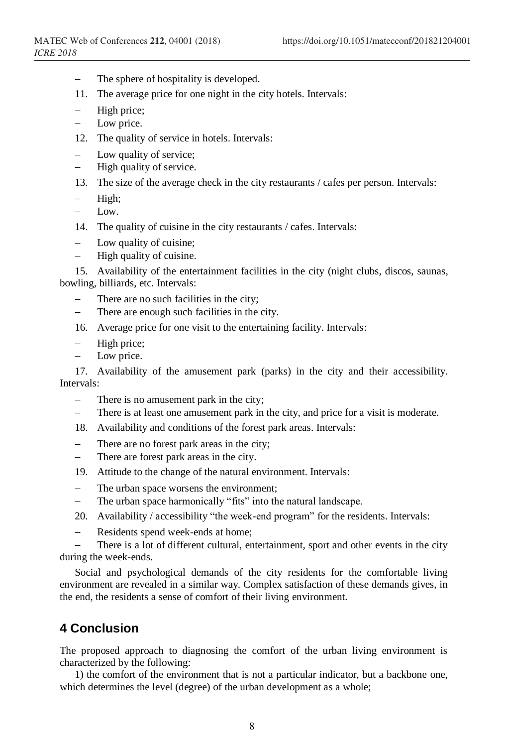- The sphere of hospitality is developed.

11. The average price for one night in the city hotels. Intervals:

- High price;
- Low price.

12. The quality of service in hotels. Intervals:

- Low quality of service;
- High quality of service.

13. The size of the average check in the city restaurants / cafes per person. Intervals:

- High;
- Low.

14. The quality of cuisine in the city restaurants / cafes. Intervals:

- Low quality of cuisine;
- High quality of cuisine.

15. Availability of the entertainment facilities in the city (night clubs, discos, saunas, bowling, billiards, etc. Intervals:

- There are no such facilities in the city;
- There are enough such facilities in the city.

16. Average price for one visit to the entertaining facility. Intervals:

- High price;
- Low price.

17. Availability of the amusement park (parks) in the city and their accessibility. Intervals:

- There is no amusement park in the city;
- There is at least one amusement park in the city, and price for a visit is moderate.

18. Availability and conditions of the forest park areas. Intervals:

- There are no forest park areas in the city;
- There are forest park areas in the city.

19. Attitude to the change of the natural environment. Intervals:

- The urban space worsens the environment;
- The urban space harmonically "fits" into the natural landscape.

20. Availability / accessibility "the week-end program" for the residents. Intervals:

- Residents spend week-ends at home;
- There is a lot of different cultural, entertainment, sport and other events in the city during the week-ends.

Social and psychological demands of the city residents for the comfortable living environment are revealed in a similar way. Complex satisfaction of these demands gives, in the end, the residents a sense of comfort of their living environment.

## 4 Conclusion

The proposed approach to diagnosing the comfort of the urban living environment is characterized by the following:

1) the comfort of the environment that is not a particular indicator, but a backbone one, which determines the level (degree) of the urban development as a whole;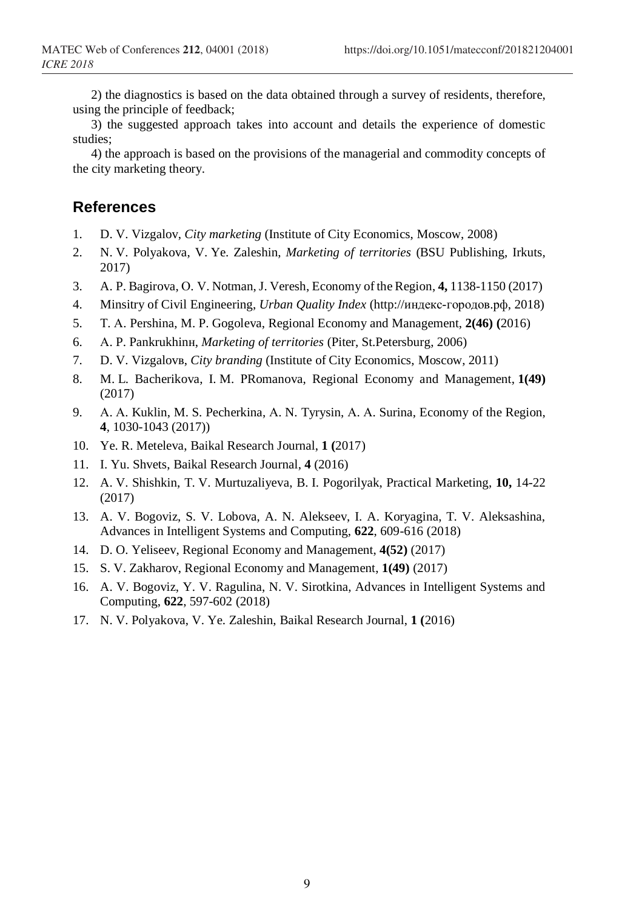2) the diagnostics is based on the data obtained through a survey of residents, therefore, using the principle of feedback;

3) the suggested approach takes into account and details the experience of domestic studies;

4) the approach is based on the provisions of the managerial and commodity concepts of the city marketing theory.

## References

1. D. V. Vizgalov, *City marketing* (Institute of City Economics, Moscow, 2008)
2. N. V. Polyakova, V. Ye. Zaleshin, *Marketing of territories* (BSU Publishing, Irkuts, 2017)
3. A. P. Bagirova, O. V. Notman, J. Veresh, Economy of the Region, **4,** 1138-1150 (2017)
4. Minsitry of Civil Engineering, *Urban Quality Index* (http://индекс-городов.рф, 2018)
5. T. A. Pershina, M. P. Gogoleva, Regional Economy and Management, **2(46) (**2016)
6. A. P. Pankrukhinн, *Marketing of territories* (Piter, St.Petersburg, 2006)
7. D. V. Vizgalovв, *City branding* (Institute of City Economics, Moscow, 2011)
8. M. L. Bacherikova, I. M. PRomanova, Regional Economy and Management, **1(49)** (2017)
9. A. A. Kuklin, M. S. Pecherkina, A. N. Tyrysin, A. A. Surina, Economy of the Region, **4**, 1030-1043 (2017))
10. Ye. R. Meteleva, Baikal Research Journal, **1 (**2017)
11. I. Yu. Shvets, Baikal Research Journal, **4** (2016)
12. A. V. Shishkin, T. V. Murtuzaliyeva, B. I. Pogorilyak, Practical Marketing, **10,** 14-22 (2017)
13. A. V. Bogoviz, S. V. Lobova, A. N. Alekseev, I. A. Koryagina, T. V. Aleksashina, Advances in Intelligent Systems and Computing, **622**, 609-616 (2018)
14. D. O. Yeliseev, Regional Economy and Management, **4(52)** (2017)
15. S. V. Zakharov, Regional Economy and Management, **1(49)** (2017)
16. A. V. Bogoviz, Y. V. Ragulina, N. V. Sirotkina, Advances in Intelligent Systems and Computing, **622**, 597-602 (2018)
17. N. V. Polyakova, V. Ye. Zaleshin, Baikal Research Journal, **1 (**2016)